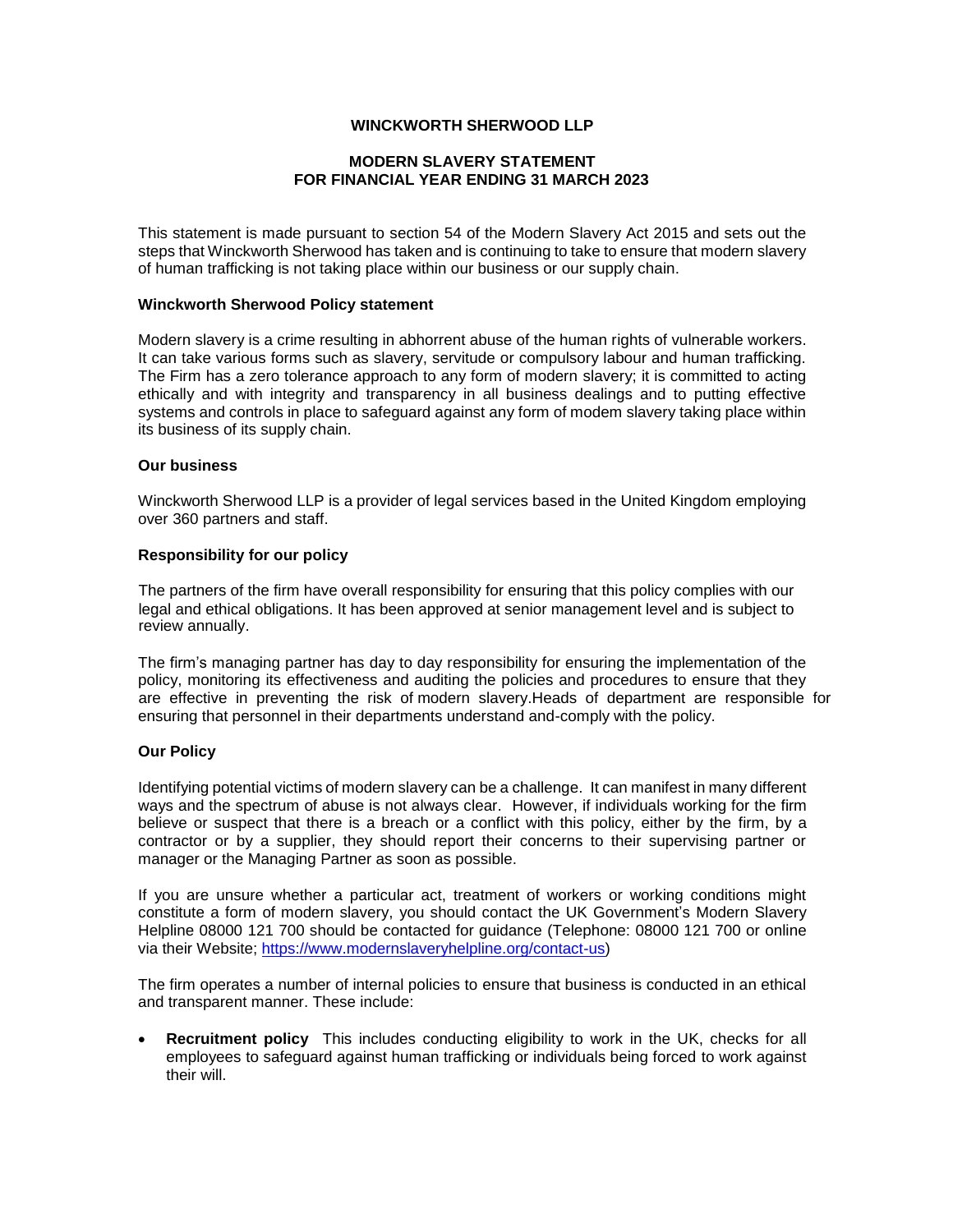**WINCKWORTH SHERWOOD LLP**

**MODERN SLAVERY STATEMENT**
**FOR FINANCIAL YEAR ENDING 31 MARCH 2023**

This statement is made pursuant to section 54 of the Modern Slavery Act 2015 and sets out the steps that Winckworth Sherwood has taken and is continuing to take to ensure that modern slavery of human trafficking is not taking place within our business or our supply chain.

**Winckworth Sherwood Policy statement**

Modern slavery is a crime resulting in abhorrent abuse of the human rights of vulnerable workers. It can take various forms such as slavery, servitude or compulsory labour and human trafficking. The Firm has a zero tolerance approach to any form of modern slavery; it is committed to acting ethically and with integrity and transparency in all business dealings and to putting effective systems and controls in place to safeguard against any form of modem slavery taking place within its business of its supply chain.

**Our business**

Winckworth Sherwood LLP is a provider of legal services based in the United Kingdom employing over 360 partners and staff.

**Responsibility for our policy**

The partners of the firm have overall responsibility for ensuring that this policy complies with our legal and ethical obligations. It has been approved at senior management level and is subject to review annually.

The firm's managing partner has day to day responsibility for ensuring the implementation of the policy, monitoring its effectiveness and auditing the policies and procedures to ensure that they are effective in preventing the risk of modern slavery.Heads of department are responsible for ensuring that personnel in their departments understand and-comply with the policy.

**Our Policy**

Identifying potential victims of modern slavery can be a challenge. It can manifest in many different ways and the spectrum of abuse is not always clear. However, if individuals working for the firm believe or suspect that there is a breach or a conflict with this policy, either by the firm, by a contractor or by a supplier, they should report their concerns to their supervising partner or manager or the Managing Partner as soon as possible.

If you are unsure whether a particular act, treatment of workers or working conditions might constitute a form of modern slavery, you should contact the UK Government's Modern Slavery Helpline 08000 121 700 should be contacted for guidance (Telephone: 08000 121 700 or online via their Website; https://www.modernslaveryhelpline.org/contact-us)

The firm operates a number of internal policies to ensure that business is conducted in an ethical and transparent manner. These include:

- **Recruitment policy** This includes conducting eligibility to work in the UK, checks for all employees to safeguard against human trafficking or individuals being forced to work against their will.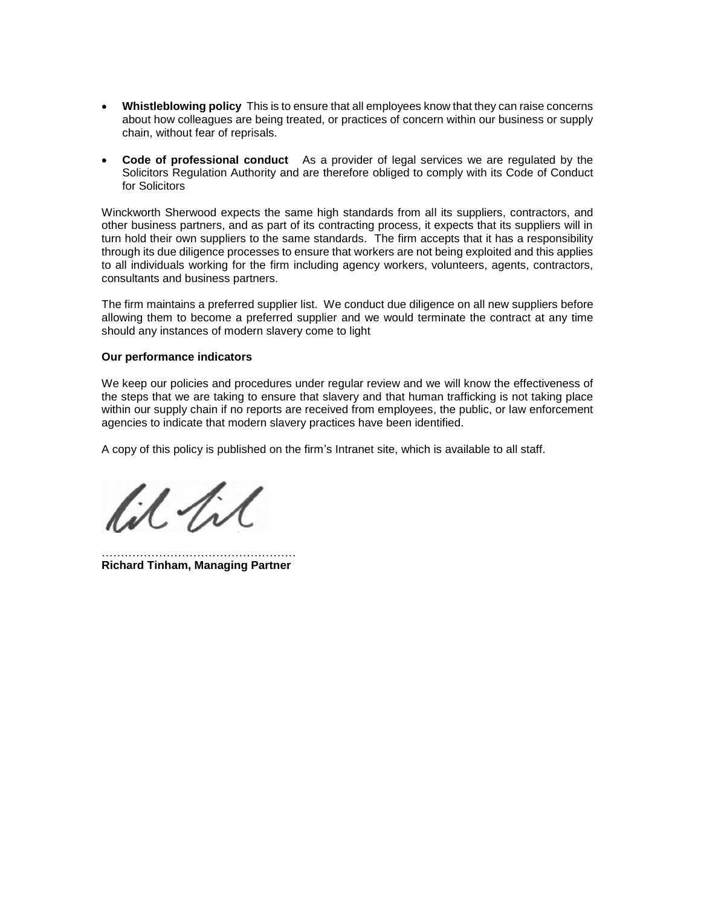- **Whistleblowing policy** This is to ensure that all employees know that they can raise concerns about how colleagues are being treated, or practices of concern within our business or supply chain, without fear of reprisals.

- **Code of professional conduct** As a provider of legal services we are regulated by the Solicitors Regulation Authority and are therefore obliged to comply with its Code of Conduct for Solicitors

Winckworth Sherwood expects the same high standards from all its suppliers, contractors, and other business partners, and as part of its contracting process, it expects that its suppliers will in turn hold their own suppliers to the same standards. The firm accepts that it has a responsibility through its due diligence processes to ensure that workers are not being exploited and this applies to all individuals working for the firm including agency workers, volunteers, agents, contractors, consultants and business partners.

The firm maintains a preferred supplier list. We conduct due diligence on all new suppliers before allowing them to become a preferred supplier and we would terminate the contract at any time should any instances of modern slavery come to light

**Our performance indicators**

We keep our policies and procedures under regular review and we will know the effectiveness of the steps that we are taking to ensure that slavery and that human trafficking is not taking place within our supply chain if no reports are received from employees, the public, or law enforcement agencies to indicate that modern slavery practices have been identified.

A copy of this policy is published on the firm's Intranet site, which is available to all staff.

…………………………………………
**Richard Tinham, Managing Partner**